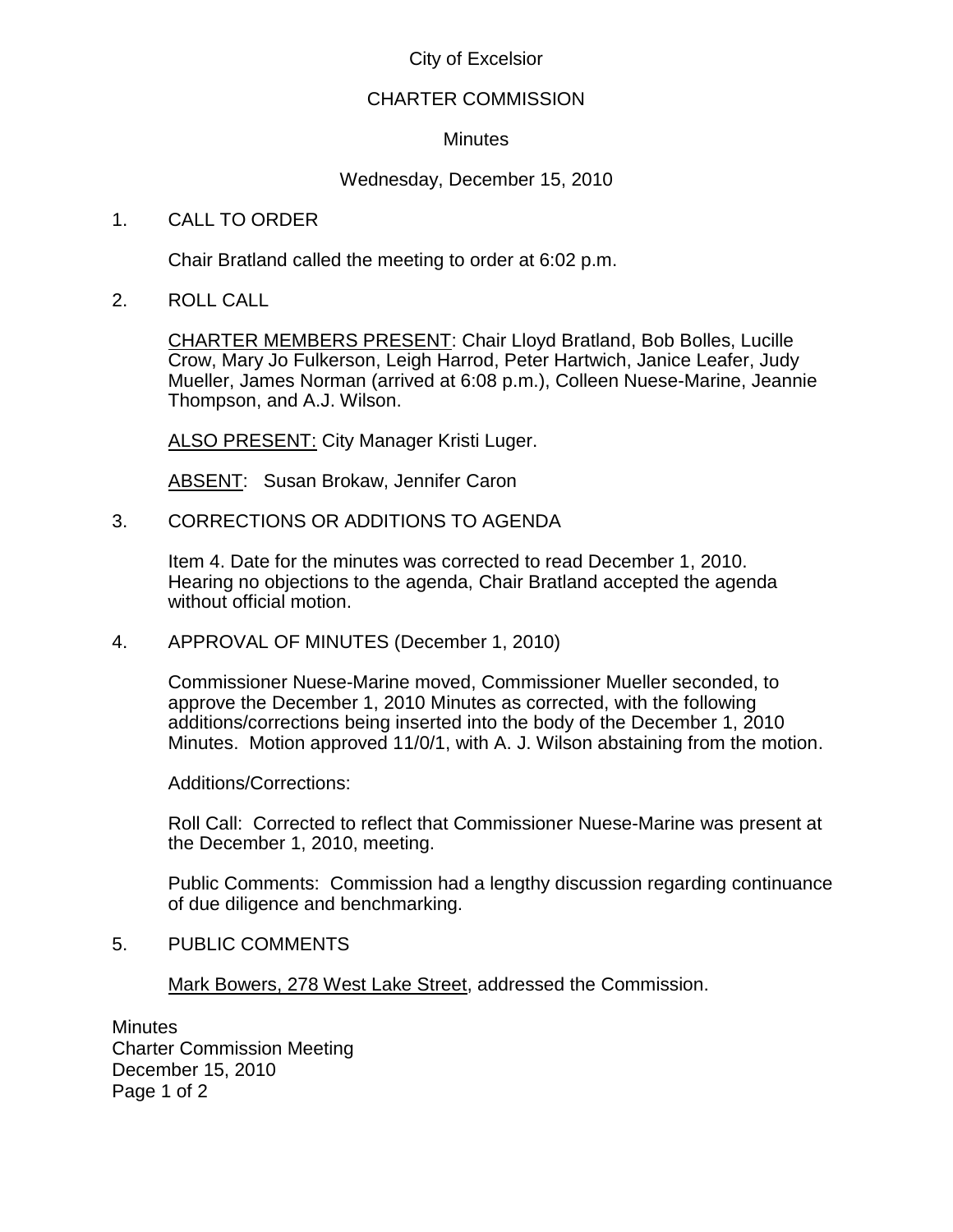City of Excelsior

CHARTER COMMISSION

Minutes

Wednesday, December 15, 2010

1. CALL TO ORDER

   Chair Bratland called the meeting to order at 6:02 p.m.

2. ROLL CALL

   CHARTER MEMBERS PRESENT: Chair Lloyd Bratland, Bob Bolles, Lucille Crow, Mary Jo Fulkerson, Leigh Harrod, Peter Hartwich, Janice Leafer, Judy Mueller, James Norman (arrived at 6:08 p.m.), Colleen Nuese-Marine, Jeannie Thompson, and A.J. Wilson.

   ALSO PRESENT: City Manager Kristi Luger.

   ABSENT: Susan Brokaw, Jennifer Caron

3. CORRECTIONS OR ADDITIONS TO AGENDA

   Item 4. Date for the minutes was corrected to read December 1, 2010. Hearing no objections to the agenda, Chair Bratland accepted the agenda without official motion.

4. APPROVAL OF MINUTES (December 1, 2010)

   Commissioner Nuese-Marine moved, Commissioner Mueller seconded, to approve the December 1, 2010 Minutes as corrected, with the following additions/corrections being inserted into the body of the December 1, 2010 Minutes. Motion approved 11/0/1, with A. J. Wilson abstaining from the motion.

   Additions/Corrections:

   Roll Call: Corrected to reflect that Commissioner Nuese-Marine was present at the December 1, 2010, meeting.

   Public Comments: Commission had a lengthy discussion regarding continuance of due diligence and benchmarking.

5. PUBLIC COMMENTS

   Mark Bowers, 278 West Lake Street, addressed the Commission.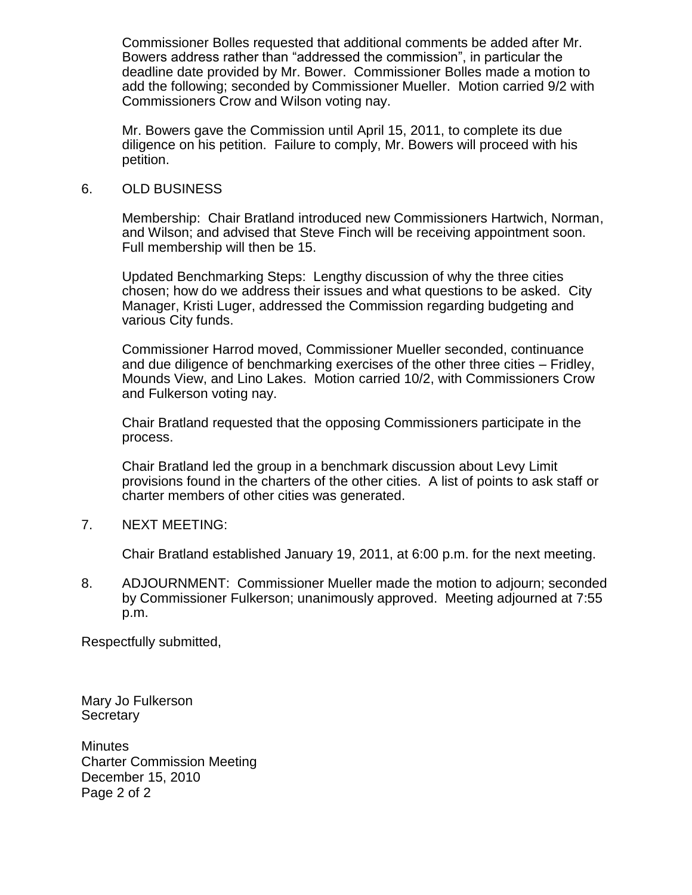Commissioner Bolles requested that additional comments be added after Mr. Bowers address rather than "addressed the commission", in particular the deadline date provided by Mr. Bower. Commissioner Bolles made a motion to add the following; seconded by Commissioner Mueller. Motion carried 9/2 with Commissioners Crow and Wilson voting nay.

Mr. Bowers gave the Commission until April 15, 2011, to complete its due diligence on his petition. Failure to comply, Mr. Bowers will proceed with his petition.

6. OLD BUSINESS

Membership: Chair Bratland introduced new Commissioners Hartwich, Norman, and Wilson; and advised that Steve Finch will be receiving appointment soon. Full membership will then be 15.

Updated Benchmarking Steps: Lengthy discussion of why the three cities chosen; how do we address their issues and what questions to be asked. City Manager, Kristi Luger, addressed the Commission regarding budgeting and various City funds.

Commissioner Harrod moved, Commissioner Mueller seconded, continuance and due diligence of benchmarking exercises of the other three cities – Fridley, Mounds View, and Lino Lakes. Motion carried 10/2, with Commissioners Crow and Fulkerson voting nay.

Chair Bratland requested that the opposing Commissioners participate in the process.

Chair Bratland led the group in a benchmark discussion about Levy Limit provisions found in the charters of the other cities. A list of points to ask staff or charter members of other cities was generated.

7. NEXT MEETING:

Chair Bratland established January 19, 2011, at 6:00 p.m. for the next meeting.

8. ADJOURNMENT: Commissioner Mueller made the motion to adjourn; seconded by Commissioner Fulkerson; unanimously approved. Meeting adjourned at 7:55 p.m.

Respectfully submitted,

Mary Jo Fulkerson
Secretary

Minutes
Charter Commission Meeting
December 15, 2010